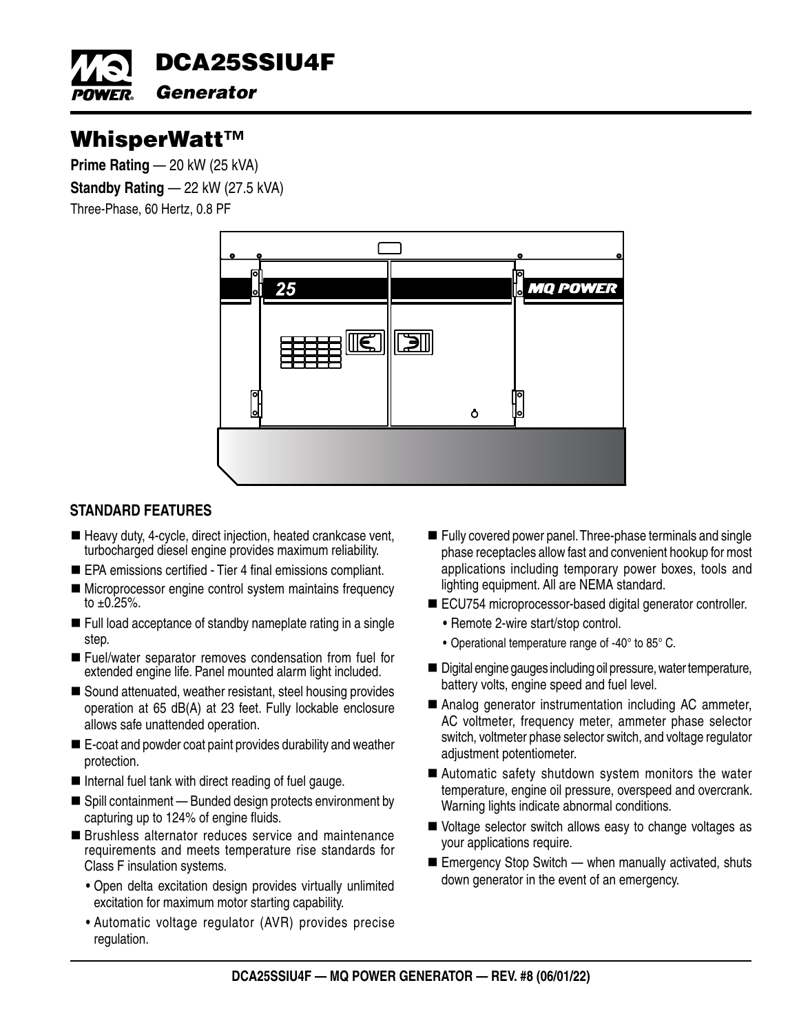# DCA25SSIU4F

## Generator

# WhisperWatt™

**Prime Rating** — 20 kW (25 kVA)

**Standby Rating** — 22 kW (27.5 kVA)

Three-Phase, 60 Hertz, 0.8 PF

## STANDARD FEATURES

- Heavy duty, 4-cycle, direct injection, heated crankcase vent, turbocharged diesel engine provides maximum reliability.
- EPA emissions certified - Tier 4 final emissions compliant.
- Microprocessor engine control system maintains frequency to ±0.25%.
- Full load acceptance of standby nameplate rating in a single step.
- Fuel/water separator removes condensation from fuel for extended engine life. Panel mounted alarm light included.
- Sound attenuated, weather resistant, steel housing provides operation at 65 dB(A) at 23 feet. Fully lockable enclosure allows safe unattended operation.
- E-coat and powder coat paint provides durability and weather protection.
- Internal fuel tank with direct reading of fuel gauge.
- Spill containment — Bunded design protects environment by capturing up to 124% of engine fluids.
- Brushless alternator reduces service and maintenance requirements and meets temperature rise standards for Class F insulation systems.
  - Open delta excitation design provides virtually unlimited excitation for maximum motor starting capability.
  - Automatic voltage regulator (AVR) provides precise regulation.
- Fully covered power panel. Three-phase terminals and single phase receptacles allow fast and convenient hookup for most applications including temporary power boxes, tools and lighting equipment. All are NEMA standard.
- ECU754 microprocessor-based digital generator controller.
  - Remote 2-wire start/stop control.
  - Operational temperature range of -40° to 85° C.
- Digital engine gauges including oil pressure, water temperature, battery volts, engine speed and fuel level.
- Analog generator instrumentation including AC ammeter, AC voltmeter, frequency meter, ammeter phase selector switch, voltmeter phase selector switch, and voltage regulator adjustment potentiometer.
- Automatic safety shutdown system monitors the water temperature, engine oil pressure, overspeed and overcrank. Warning lights indicate abnormal conditions.
- Voltage selector switch allows easy to change voltages as your applications require.
- Emergency Stop Switch — when manually activated, shuts down generator in the event of an emergency.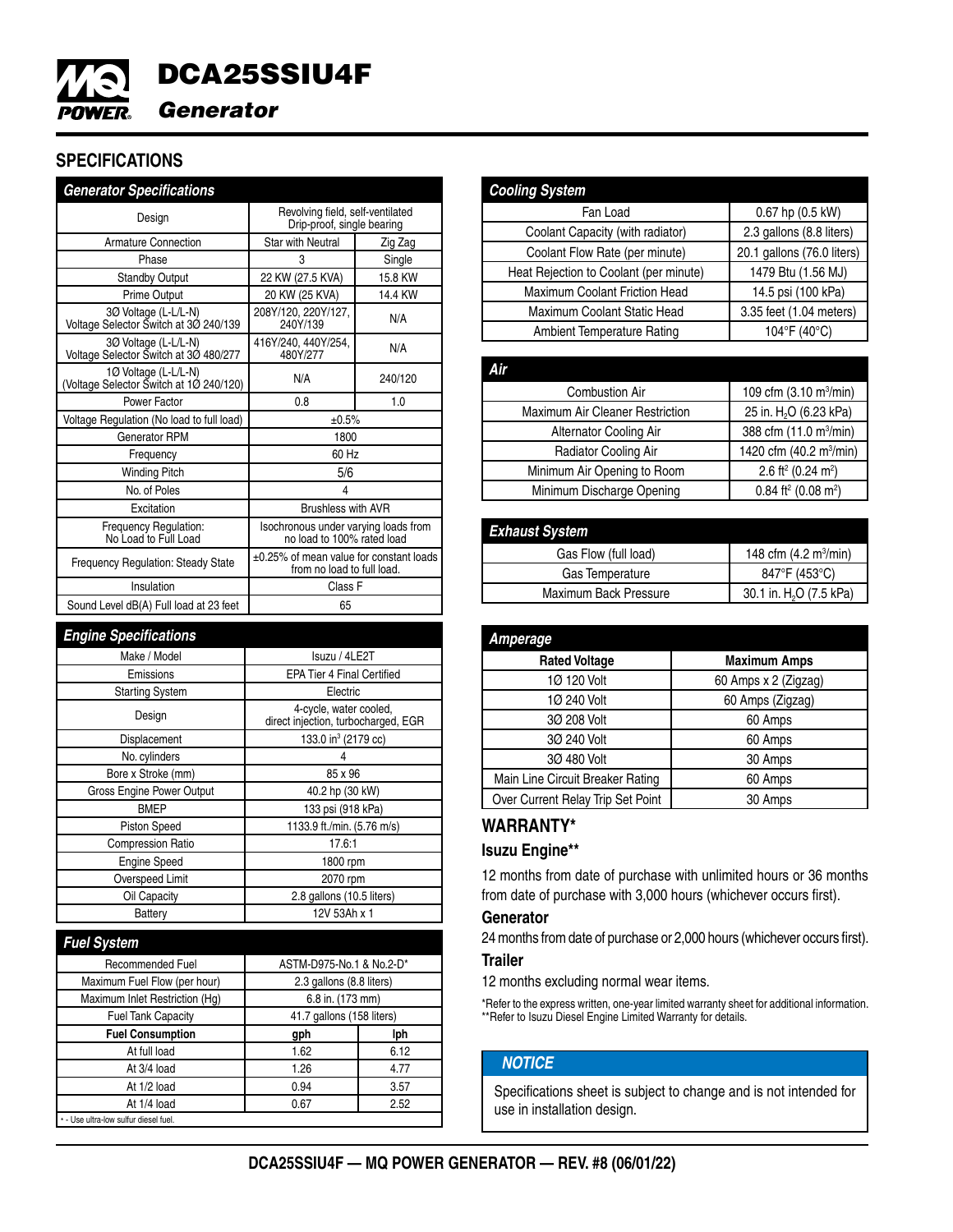# DCA25SSIU4F
## *Generator*

## SPECIFICATIONS

| *Generator Specifications* | | |
|---|---|---|
| Design | Revolving field, self-ventilated Drip-proof, single bearing | |
| Armature Connection | Star with Neutral | Zig Zag |
| Phase | 3 | Single |
| Standby Output | 22 KW (27.5 KVA) | 15.8 KW |
| Prime Output | 20 KW (25 KVA) | 14.4 KW |
| 3Ø Voltage (L-L/L-N) Voltage Selector Switch at 3Ø 240/139 | 208Y/120, 220Y/127, 240Y/139 | N/A |
| 3Ø Voltage (L-L/L-N) Voltage Selector Switch at 3Ø 480/277 | 416Y/240, 440Y/254, 480Y/277 | N/A |
| 1Ø Voltage (L-L/L-N) (Voltage Selector Switch at 1Ø 240/120) | N/A | 240/120 |
| Power Factor | 0.8 | 1.0 |
| Voltage Regulation (No load to full load) | ±0.5% | |
| Generator RPM | 1800 | |
| Frequency | 60 Hz | |
| Winding Pitch | 5/6 | |
| No. of Poles | 4 | |
| Excitation | Brushless with AVR | |
| Frequency Regulation: No Load to Full Load | Isochronous under varying loads from no load to 100% rated load | |
| Frequency Regulation: Steady State | ±0.25% of mean value for constant loads from no load to full load. | |
| Insulation | Class F | |
| Sound Level dB(A) Full load at 23 feet | 65 | |

| *Engine Specifications* | |
|---|---|
| Make / Model | Isuzu / 4LE2T |
| Emissions | EPA Tier 4 Final Certified |
| Starting System | Electric |
| Design | 4-cycle, water cooled, direct injection, turbocharged, EGR |
| Displacement | 133.0 in³ (2179 cc) |
| No. cylinders | 4 |
| Bore x Stroke (mm) | 85 x 96 |
| Gross Engine Power Output | 40.2 hp (30 kW) |
| BMEP | 133 psi (918 kPa) |
| Piston Speed | 1133.9 ft./min. (5.76 m/s) |
| Compression Ratio | 17.6:1 |
| Engine Speed | 1800 rpm |
| Overspeed Limit | 2070 rpm |
| Oil Capacity | 2.8 gallons (10.5 liters) |
| Battery | 12V 53Ah x 1 |

| *Fuel System* | | |
|---|---|---|
| Recommended Fuel | ASTM-D975-No.1 & No.2-D* | |
| Maximum Fuel Flow (per hour) | 2.3 gallons (8.8 liters) | |
| Maximum Inlet Restriction (Hg) | 6.8 in. (173 mm) | |
| Fuel Tank Capacity | 41.7 gallons (158 liters) | |
| **Fuel Consumption** | **gph** | **lph** |
| At full load | 1.62 | 6.12 |
| At 3/4 load | 1.26 | 4.77 |
| At 1/2 load | 0.94 | 3.57 |
| At 1/4 load | 0.67 | 2.52 |

\* - Use ultra-low sulfur diesel fuel.

| *Cooling System* | |
|---|---|
| Fan Load | 0.67 hp (0.5 kW) |
| Coolant Capacity (with radiator) | 2.3 gallons (8.8 liters) |
| Coolant Flow Rate (per minute) | 20.1 gallons (76.0 liters) |
| Heat Rejection to Coolant (per minute) | 1479 Btu (1.56 MJ) |
| Maximum Coolant Friction Head | 14.5 psi (100 kPa) |
| Maximum Coolant Static Head | 3.35 feet (1.04 meters) |
| Ambient Temperature Rating | 104°F (40°C) |

| *Air* | |
|---|---|
| Combustion Air | 109 cfm (3.10 m³/min) |
| Maximum Air Cleaner Restriction | 25 in. $H_2O$ (6.23 kPa) |
| Alternator Cooling Air | 388 cfm (11.0 m³/min) |
| Radiator Cooling Air | 1420 cfm (40.2 m³/min) |
| Minimum Air Opening to Room | 2.6 ft² (0.24 m²) |
| Minimum Discharge Opening | 0.84 ft² (0.08 m²) |

| *Exhaust System* | |
|---|---|
| Gas Flow (full load) | 148 cfm (4.2 m³/min) |
| Gas Temperature | 847°F (453°C) |
| Maximum Back Pressure | 30.1 in. $H_2O$ (7.5 kPa) |

| *Amperage* | |
|---|---|
| **Rated Voltage** | **Maximum Amps** |
| 1Ø 120 Volt | 60 Amps x 2 (Zigzag) |
| 1Ø 240 Volt | 60 Amps (Zigzag) |
| 3Ø 208 Volt | 60 Amps |
| 3Ø 240 Volt | 60 Amps |
| 3Ø 480 Volt | 30 Amps |
| Main Line Circuit Breaker Rating | 60 Amps |
| Over Current Relay Trip Set Point | 30 Amps |

## WARRANTY*

### Isuzu Engine**

12 months from date of purchase with unlimited hours or 36 months from date of purchase with 3,000 hours (whichever occurs first).

### Generator

24 months from date of purchase or 2,000 hours (whichever occurs first).

### Trailer

12 months excluding normal wear items.

*Refer to the express written, one-year limited warranty sheet for additional information.
**Refer to Isuzu Diesel Engine Limited Warranty for details.

### *NOTICE*

Specifications sheet is subject to change and is not intended for use in installation design.

DCA25SSIU4F — MQ POWER GENERATOR — REV. #8 (06/01/22)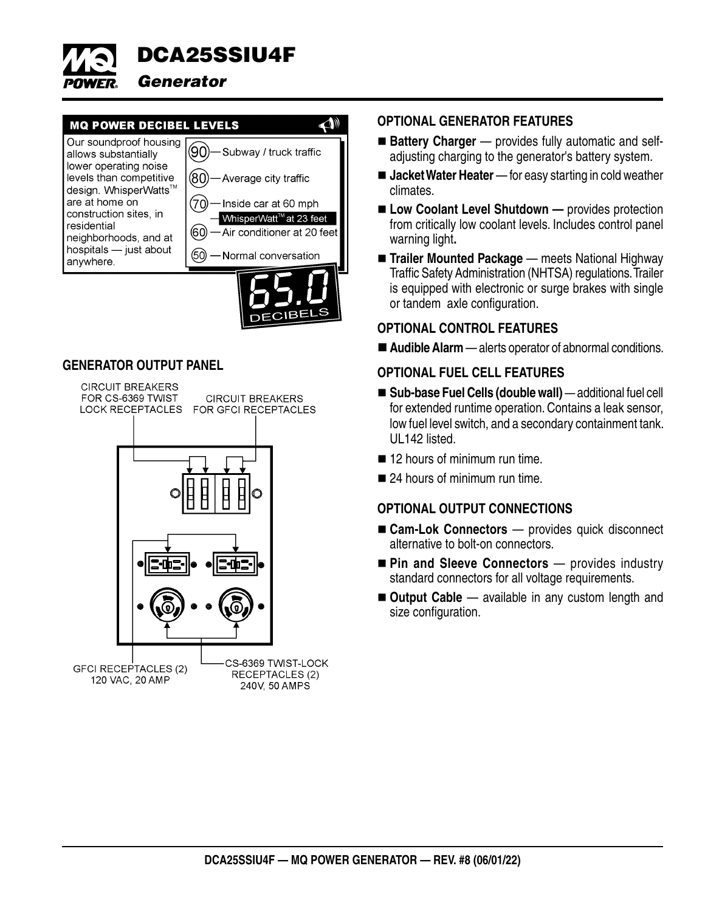# DCA25SSIU4F

## *Generator*

### MQ POWER DECIBEL LEVELS

Our soundproof housing allows substantially lower operating noise levels than competitive design. WhisperWatts™ are at home on construction sites, in residential neighborhoods, and at hospitals — just about anywhere.

- 90 — Subway / truck traffic
- 80 — Average city traffic
- 70 — Inside car at 60 mph
- WhisperWatt™ at 23 feet
- 60 — Air conditioner at 20 feet
- 50 — Normal conversation

65.0 DECIBELS

### GENERATOR OUTPUT PANEL

- CIRCUIT BREAKERS FOR CS-6369 TWIST LOCK RECEPTACLES
- CIRCUIT BREAKERS FOR GFCI RECEPTACLES
- GFCI RECEPTACLES (2) 120 VAC, 20 AMP
- CS-6369 TWIST-LOCK RECEPTACLES (2) 240V, 50 AMPS

### OPTIONAL GENERATOR FEATURES

- **Battery Charger** — provides fully automatic and self-adjusting charging to the generator's battery system.
- **Jacket Water Heater** — for easy starting in cold weather climates.
- **Low Coolant Level Shutdown —** provides protection from critically low coolant levels. Includes control panel warning light**.**
- **Trailer Mounted Package** — meets National Highway Traffic Safety Administration (NHTSA) regulations. Trailer is equipped with electronic or surge brakes with single or tandem axle configuration.

### OPTIONAL CONTROL FEATURES

- **Audible Alarm** — alerts operator of abnormal conditions.

### OPTIONAL FUEL CELL FEATURES

- **Sub-base Fuel Cells (double wall)** — additional fuel cell for extended runtime operation. Contains a leak sensor, low fuel level switch, and a secondary containment tank. UL142 listed.
- 12 hours of minimum run time.
- 24 hours of minimum run time.

### OPTIONAL OUTPUT CONNECTIONS

- **Cam-Lok Connectors** — provides quick disconnect alternative to bolt-on connectors.
- **Pin and Sleeve Connectors** — provides industry standard connectors for all voltage requirements.
- **Output Cable** — available in any custom length and size configuration.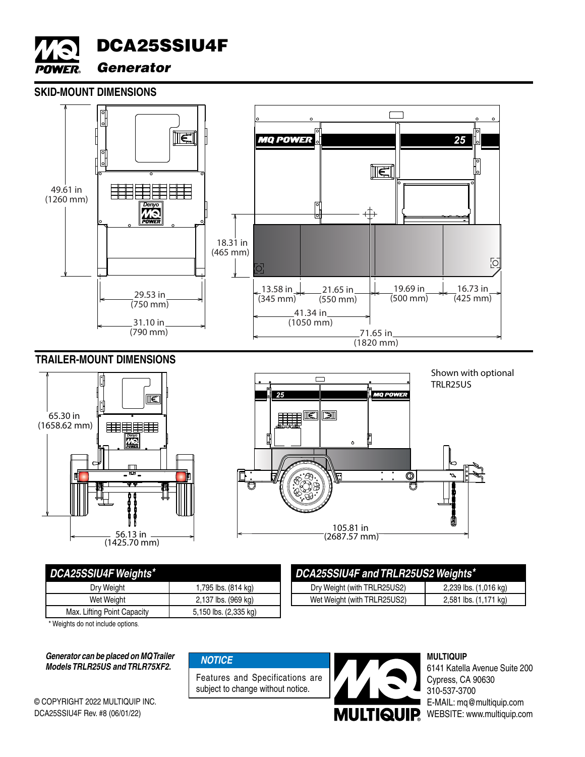# DCA25SSIU4F

## *Generator*

### SKID-MOUNT DIMENSIONS

49.61 in
(1260 mm)

18.31 in
(465 mm)

29.53 in
(750 mm)

31.10 in
(790 mm)

13.58 in
(345 mm)

21.65 in
(550 mm)

19.69 in
(500 mm)

16.73 in
(425 mm)

41.34 in
(1050 mm)

71.65 in
(1820 mm)

### TRAILER-MOUNT DIMENSIONS

65.30 in
(1658.62 mm)

56.13 in
(1425.70 mm)

105.81 in
(2687.57 mm)

Shown with optional TRLR25US

| *DCA25SSIU4F Weights** | |
|---|---|
| Dry Weight | 1,795 lbs. (814 kg) |
| Wet Weight | 2,137 lbs. (969 kg) |
| Max. Lifting Point Capacity | 5,150 lbs. (2,335 kg) |

* Weights do not include options.

| *DCA25SSIU4F and TRLR25US2 Weights** | |
|---|---|
| Dry Weight (with TRLR25US2) | 2,239 lbs. (1,016 kg) |
| Wet Weight (with TRLR25US2) | 2,581 lbs. (1,171 kg) |

***Generator can be placed on MQ Trailer Models TRLR25US and TRLR75XF2.***

**NOTICE**

Features and Specifications are subject to change without notice.

© COPYRIGHT 2022 MULTIQUIP INC.
DCA25SSIU4F Rev. #8 (06/01/22)

**MULTIQUIP**
6141 Katella Avenue Suite 200
Cypress, CA 90630
310-537-3700
E-MAIL: mq@multiquip.com
WEBSITE: www.multiquip.com